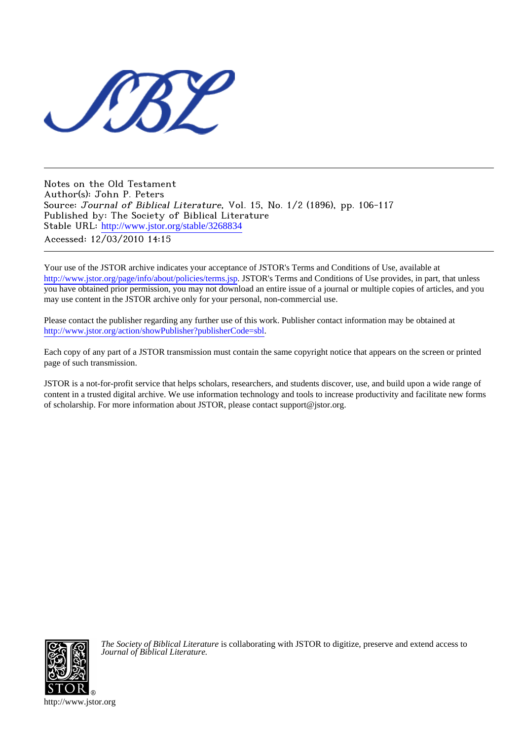Notes on the Old Testament
Author(s): John P. Peters
Source: *Journal of Biblical Literature*, Vol. 15, No. 1/2 (1896), pp. 106-117
Published by: The Society of Biblical Literature
Stable URL: http://www.jstor.org/stable/3268834
Accessed: 12/03/2010 14:15

---

Your use of the JSTOR archive indicates your acceptance of JSTOR's Terms and Conditions of Use, available at http://www.jstor.org/page/info/about/policies/terms.jsp. JSTOR's Terms and Conditions of Use provides, in part, that unless you have obtained prior permission, you may not download an entire issue of a journal or multiple copies of articles, and you may use content in the JSTOR archive only for your personal, non-commercial use.

Please contact the publisher regarding any further use of this work. Publisher contact information may be obtained at http://www.jstor.org/action/showPublisher?publisherCode=sbl.

Each copy of any part of a JSTOR transmission must contain the same copyright notice that appears on the screen or printed page of such transmission.

JSTOR is a not-for-profit service that helps scholars, researchers, and students discover, use, and build upon a wide range of content in a trusted digital archive. We use information technology and tools to increase productivity and facilitate new forms of scholarship. For more information about JSTOR, please contact support@jstor.org.

*The Society of Biblical Literature* is collaborating with JSTOR to digitize, preserve and extend access to *Journal of Biblical Literature.*

http://www.jstor.org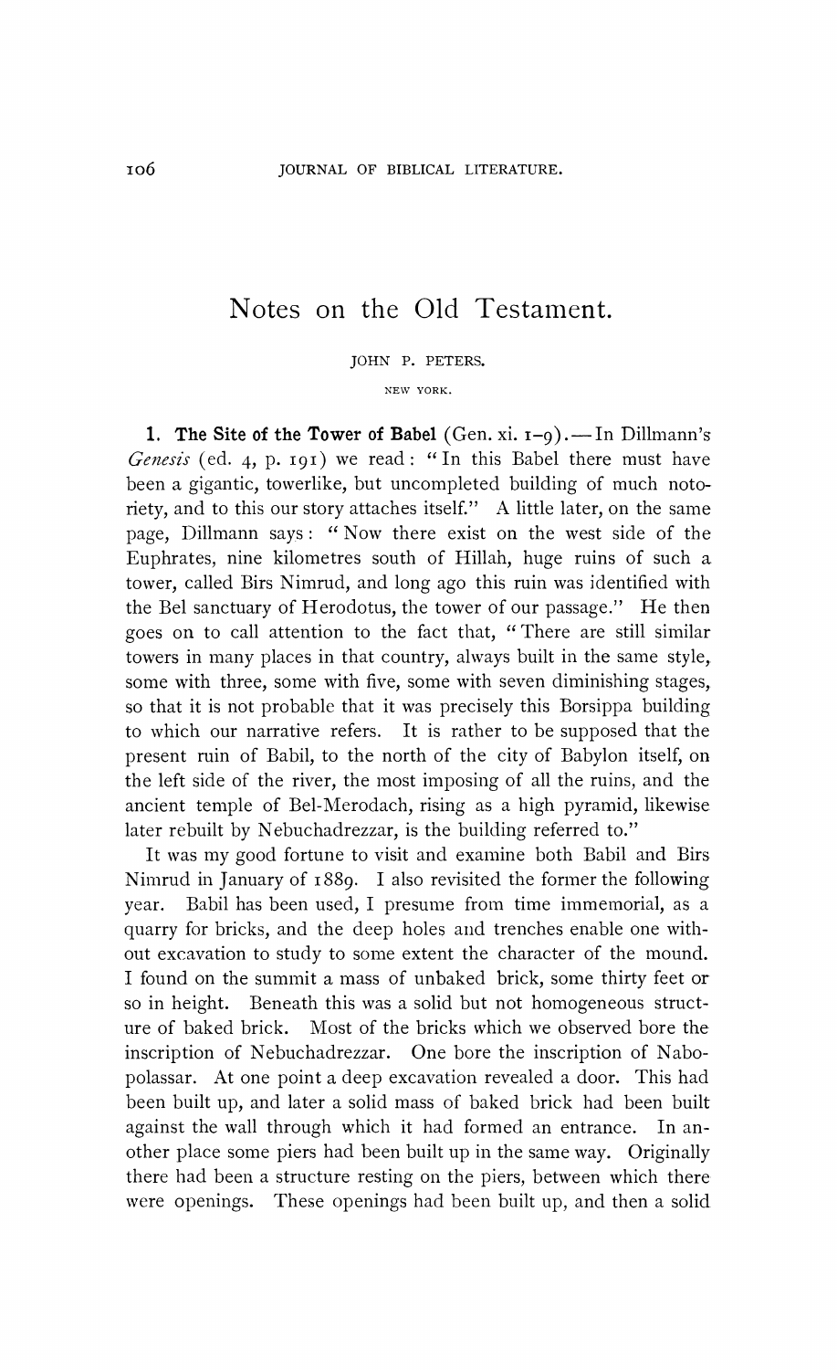# Notes on the Old Testament.

JOHN P. PETERS.

NEW YORK.

**1. The Site of the Tower of Babel** (Gen. xi. 1–9). — In Dillmann's *Genesis* (ed. 4, p. 191) we read: "In this Babel there must have been a gigantic, towerlike, but uncompleted building of much notoriety, and to this our story attaches itself." A little later, on the same page, Dillmann says: "Now there exist on the west side of the Euphrates, nine kilometres south of Hillah, huge ruins of such a tower, called Birs Nimrud, and long ago this ruin was identified with the Bel sanctuary of Herodotus, the tower of our passage." He then goes on to call attention to the fact that, "There are still similar towers in many places in that country, always built in the same style, some with three, some with five, some with seven diminishing stages, so that it is not probable that it was precisely this Borsippa building to which our narrative refers. It is rather to be supposed that the present ruin of Babil, to the north of the city of Babylon itself, on the left side of the river, the most imposing of all the ruins, and the ancient temple of Bel-Merodach, rising as a high pyramid, likewise later rebuilt by Nebuchadrezzar, is the building referred to."

It was my good fortune to visit and examine both Babil and Birs Nimrud in January of 1889. I also revisited the former the following year. Babil has been used, I presume from time immemorial, as a quarry for bricks, and the deep holes and trenches enable one without excavation to study to some extent the character of the mound. I found on the summit a mass of unbaked brick, some thirty feet or so in height. Beneath this was a solid but not homogeneous structure of baked brick. Most of the bricks which we observed bore the inscription of Nebuchadrezzar. One bore the inscription of Nabopolassar. At one point a deep excavation revealed a door. This had been built up, and later a solid mass of baked brick had been built against the wall through which it had formed an entrance. In another place some piers had been built up in the same way. Originally there had been a structure resting on the piers, between which there were openings. These openings had been built up, and then a solid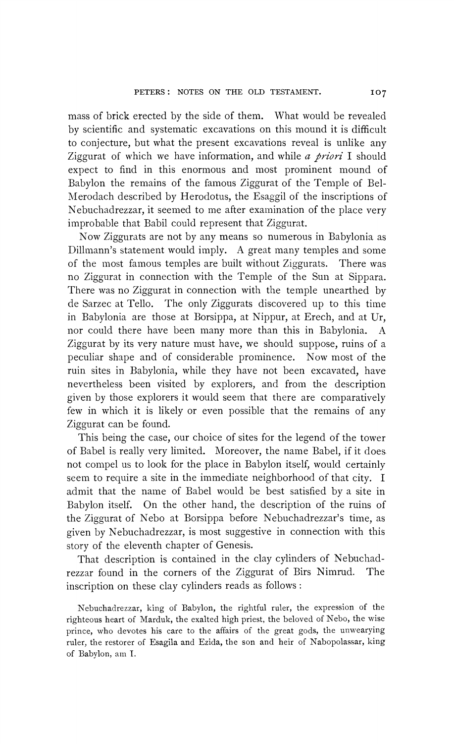mass of brick erected by the side of them. What would be revealed by scientific and systematic excavations on this mound it is difficult to conjecture, but what the present excavations reveal is unlike any Ziggurat of which we have information, and while *a priori* I should expect to find in this enormous and most prominent mound of Babylon the remains of the famous Ziggurat of the Temple of Bel-Merodach described by Herodotus, the Esaggil of the inscriptions of Nebuchadrezzar, it seemed to me after examination of the place very improbable that Babil could represent that Ziggurat.

Now Ziggurats are not by any means so numerous in Babylonia as Dillmann's statement would imply. A great many temples and some of the most famous temples are built without Ziggurats. There was no Ziggurat in connection with the Temple of the Sun at Sippara. There was no Ziggurat in connection with the temple unearthed by de Sarzec at Tello. The only Ziggurats discovered up to this time in Babylonia are those at Borsippa, at Nippur, at Erech, and at Ur, nor could there have been many more than this in Babylonia. A Ziggurat by its very nature must have, we should suppose, ruins of a peculiar shape and of considerable prominence. Now most of the ruin sites in Babylonia, while they have not been excavated, have nevertheless been visited by explorers, and from the description given by those explorers it would seem that there are comparatively few in which it is likely or even possible that the remains of any Ziggurat can be found.

This being the case, our choice of sites for the legend of the tower of Babel is really very limited. Moreover, the name Babel, if it does not compel us to look for the place in Babylon itself, would certainly seem to require a site in the immediate neighborhood of that city. I admit that the name of Babel would be best satisfied by a site in Babylon itself. On the other hand, the description of the ruins of the Ziggurat of Nebo at Borsippa before Nebuchadrezzar's time, as given by Nebuchadrezzar, is most suggestive in connection with this story of the eleventh chapter of Genesis.

That description is contained in the clay cylinders of Nebuchadrezzar found in the corners of the Ziggurat of Birs Nimrud. The inscription on these clay cylinders reads as follows:

> Nebuchadrezzar, king of Babylon, the rightful ruler, the expression of the righteous heart of Marduk, the exalted high priest, the beloved of Nebo, the wise prince, who devotes his care to the affairs of the great gods, the unwearying ruler, the restorer of Esagila and Ezida, the son and heir of Nabopolassar, king of Babylon, am I.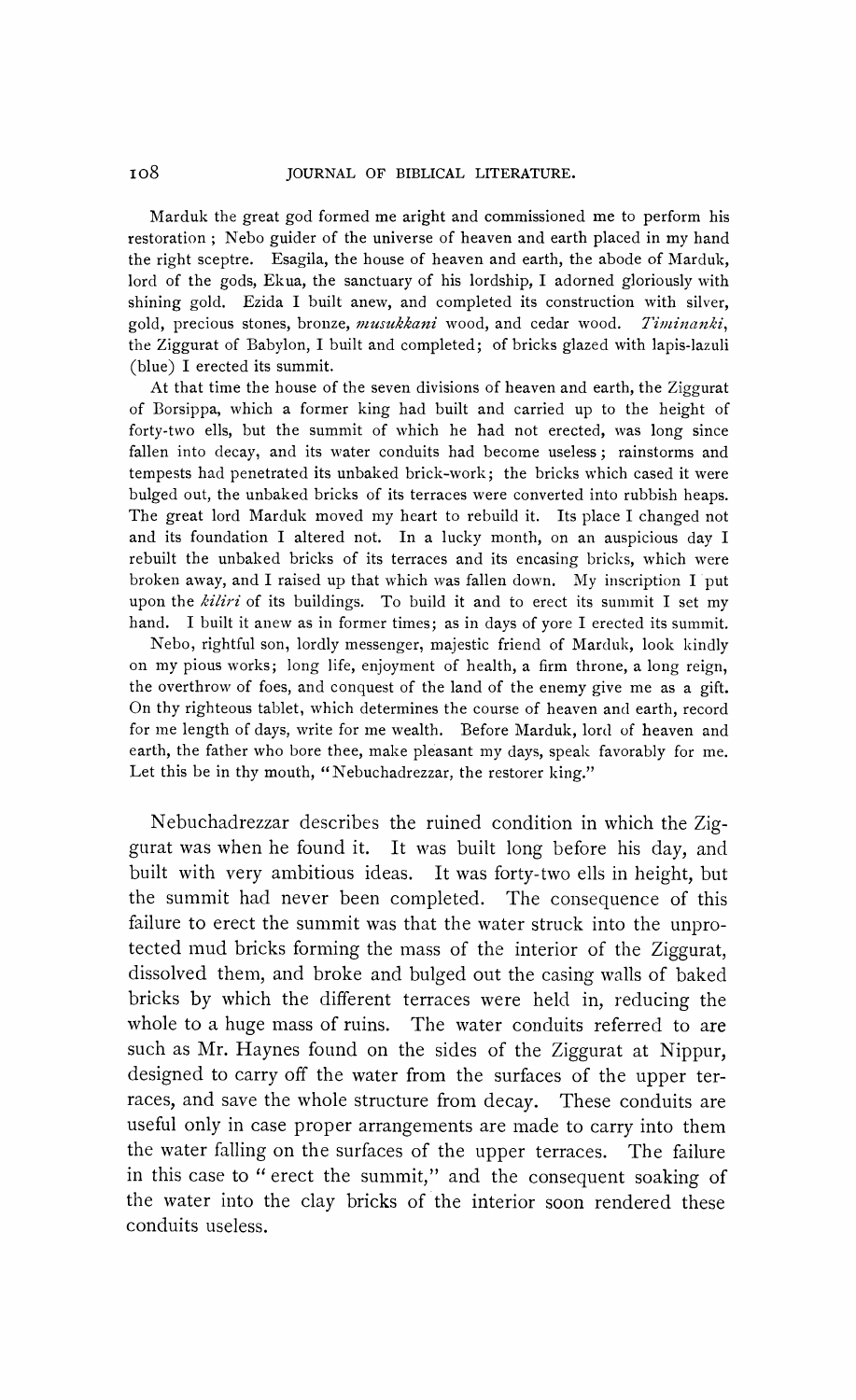Marduk the great god formed me aright and commissioned me to perform his restoration; Nebo guider of the universe of heaven and earth placed in my hand the right sceptre. Esagila, the house of heaven and earth, the abode of Marduk, lord of the gods, Ekua, the sanctuary of his lordship, I adorned gloriously with shining gold. Ezida I built anew, and completed its construction with silver, gold, precious stones, bronze, *musukkani* wood, and cedar wood. *Timinanki*, the Ziggurat of Babylon, I built and completed; of bricks glazed with lapis-lazuli (blue) I erected its summit.

At that time the house of the seven divisions of heaven and earth, the Ziggurat of Borsippa, which a former king had built and carried up to the height of forty-two ells, but the summit of which he had not erected, was long since fallen into decay, and its water conduits had become useless; rainstorms and tempests had penetrated its unbaked brick-work; the bricks which cased it were bulged out, the unbaked bricks of its terraces were converted into rubbish heaps. The great lord Marduk moved my heart to rebuild it. Its place I changed not and its foundation I altered not. In a lucky month, on an auspicious day I rebuilt the unbaked bricks of its terraces and its encasing bricks, which were broken away, and I raised up that which was fallen down. My inscription I put upon the *kiliri* of its buildings. To build it and to erect its summit I set my hand. I built it anew as in former times; as in days of yore I erected its summit.

Nebo, rightful son, lordly messenger, majestic friend of Marduk, look kindly on my pious works; long life, enjoyment of health, a firm throne, a long reign, the overthrow of foes, and conquest of the land of the enemy give me as a gift. On thy righteous tablet, which determines the course of heaven and earth, record for me length of days, write for me wealth. Before Marduk, lord of heaven and earth, the father who bore thee, make pleasant my days, speak favorably for me. Let this be in thy mouth, "Nebuchadrezzar, the restorer king."

Nebuchadrezzar describes the ruined condition in which the Ziggurat was when he found it. It was built long before his day, and built with very ambitious ideas. It was forty-two ells in height, but the summit had never been completed. The consequence of this failure to erect the summit was that the water struck into the unprotected mud bricks forming the mass of the interior of the Ziggurat, dissolved them, and broke and bulged out the casing walls of baked bricks by which the different terraces were held in, reducing the whole to a huge mass of ruins. The water conduits referred to are such as Mr. Haynes found on the sides of the Ziggurat at Nippur, designed to carry off the water from the surfaces of the upper terraces, and save the whole structure from decay. These conduits are useful only in case proper arrangements are made to carry into them the water falling on the surfaces of the upper terraces. The failure in this case to "erect the summit," and the consequent soaking of the water into the clay bricks of the interior soon rendered these conduits useless.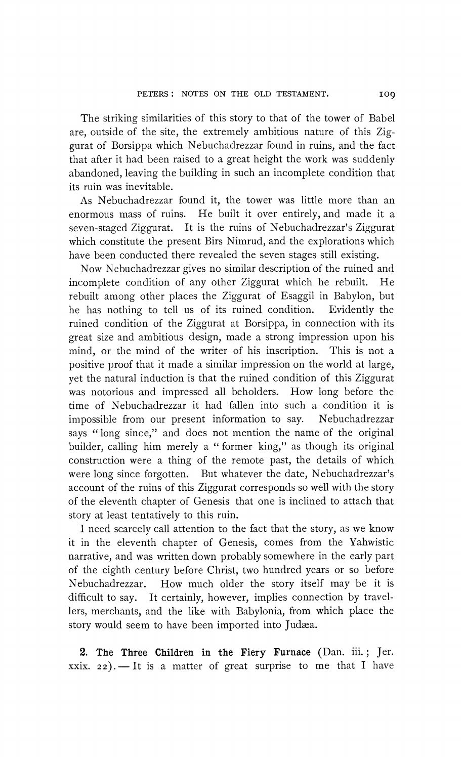The striking similarities of this story to that of the tower of Babel are, outside of the site, the extremely ambitious nature of this Ziggurat of Borsippa which Nebuchadrezzar found in ruins, and the fact that after it had been raised to a great height the work was suddenly abandoned, leaving the building in such an incomplete condition that its ruin was inevitable.

As Nebuchadrezzar found it, the tower was little more than an enormous mass of ruins. He built it over entirely, and made it a seven-staged Ziggurat. It is the ruins of Nebuchadrezzar's Ziggurat which constitute the present Birs Nimrud, and the explorations which have been conducted there revealed the seven stages still existing.

Now Nebuchadrezzar gives no similar description of the ruined and incomplete condition of any other Ziggurat which he rebuilt. He rebuilt among other places the Ziggurat of Esaggil in Babylon, but he has nothing to tell us of its ruined condition. Evidently the ruined condition of the Ziggurat at Borsippa, in connection with its great size and ambitious design, made a strong impression upon his mind, or the mind of the writer of his inscription. This is not a positive proof that it made a similar impression on the world at large, yet the natural induction is that the ruined condition of this Ziggurat was notorious and impressed all beholders. How long before the time of Nebuchadrezzar it had fallen into such a condition it is impossible from our present information to say. Nebuchadrezzar says "long since," and does not mention the name of the original builder, calling him merely a "former king," as though its original construction were a thing of the remote past, the details of which were long since forgotten. But whatever the date, Nebuchadrezzar's account of the ruins of this Ziggurat corresponds so well with the story of the eleventh chapter of Genesis that one is inclined to attach that story at least tentatively to this ruin.

I need scarcely call attention to the fact that the story, as we know it in the eleventh chapter of Genesis, comes from the Yahwistic narrative, and was written down probably somewhere in the early part of the eighth century before Christ, two hundred years or so before Nebuchadrezzar. How much older the story itself may be it is difficult to say. It certainly, however, implies connection by travellers, merchants, and the like with Babylonia, from which place the story would seem to have been imported into Judæa.

**2. The Three Children in the Fiery Furnace** (Dan. iii.; Jer. xxix. 22). — It is a matter of great surprise to me that I have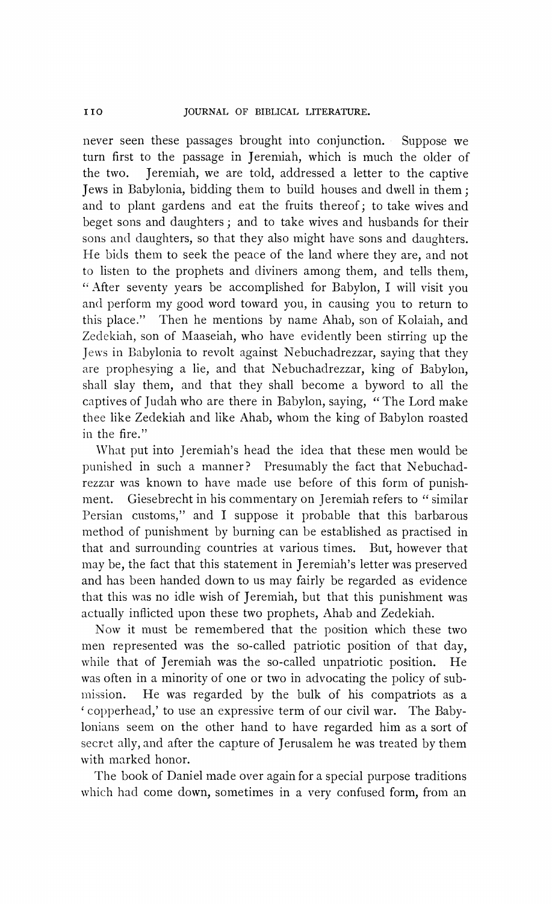never seen these passages brought into conjunction. Suppose we turn first to the passage in Jeremiah, which is much the older of the two. Jeremiah, we are told, addressed a letter to the captive Jews in Babylonia, bidding them to build houses and dwell in them; and to plant gardens and eat the fruits thereof; to take wives and beget sons and daughters; and to take wives and husbands for their sons and daughters, so that they also might have sons and daughters. He bids them to seek the peace of the land where they are, and not to listen to the prophets and diviners among them, and tells them, "After seventy years be accomplished for Babylon, I will visit you and perform my good word toward you, in causing you to return to this place." Then he mentions by name Ahab, son of Kolaiah, and Zedekiah, son of Maaseiah, who have evidently been stirring up the Jews in Babylonia to revolt against Nebuchadrezzar, saying that they are prophesying a lie, and that Nebuchadrezzar, king of Babylon, shall slay them, and that they shall become a byword to all the captives of Judah who are there in Babylon, saying, "The Lord make thee like Zedekiah and like Ahab, whom the king of Babylon roasted in the fire."

What put into Jeremiah's head the idea that these men would be punished in such a manner? Presumably the fact that Nebuchadrezzar was known to have made use before of this form of punishment. Giesebrecht in his commentary on Jeremiah refers to "similar Persian customs," and I suppose it probable that this barbarous method of punishment by burning can be established as practised in that and surrounding countries at various times. But, however that may be, the fact that this statement in Jeremiah's letter was preserved and has been handed down to us may fairly be regarded as evidence that this was no idle wish of Jeremiah, but that this punishment was actually inflicted upon these two prophets, Ahab and Zedekiah.

Now it must be remembered that the position which these two men represented was the so-called patriotic position of that day, while that of Jeremiah was the so-called unpatriotic position. He was often in a minority of one or two in advocating the policy of submission. He was regarded by the bulk of his compatriots as a 'copperhead,' to use an expressive term of our civil war. The Babylonians seem on the other hand to have regarded him as a sort of secret ally, and after the capture of Jerusalem he was treated by them with marked honor.

The book of Daniel made over again for a special purpose traditions which had come down, sometimes in a very confused form, from an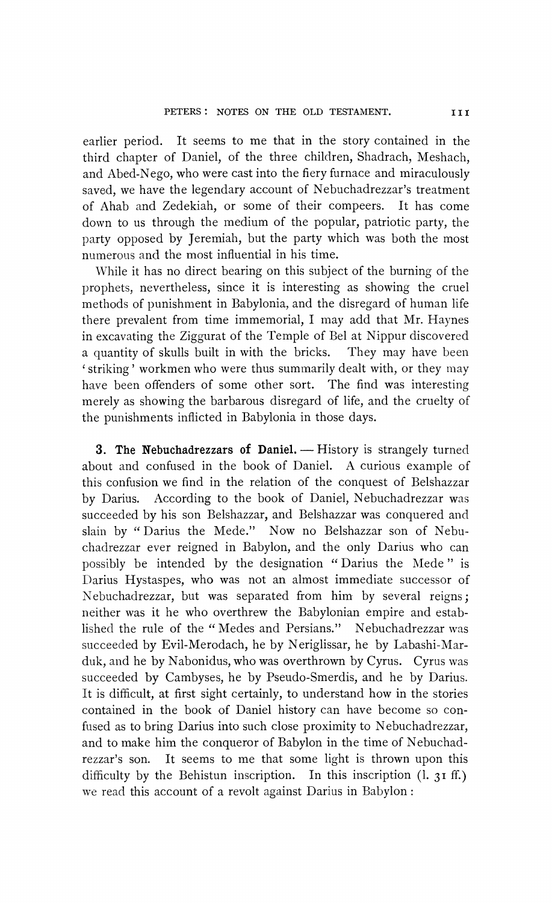earlier period. It seems to me that in the story contained in the third chapter of Daniel, of the three children, Shadrach, Meshach, and Abed-Nego, who were cast into the fiery furnace and miraculously saved, we have the legendary account of Nebuchadrezzar's treatment of Ahab and Zedekiah, or some of their compeers. It has come down to us through the medium of the popular, patriotic party, the party opposed by Jeremiah, but the party which was both the most numerous and the most influential in his time.

While it has no direct bearing on this subject of the burning of the prophets, nevertheless, since it is interesting as showing the cruel methods of punishment in Babylonia, and the disregard of human life there prevalent from time immemorial, I may add that Mr. Haynes in excavating the Ziggurat of the Temple of Bel at Nippur discovered a quantity of skulls built in with the bricks. They may have been 'striking' workmen who were thus summarily dealt with, or they may have been offenders of some other sort. The find was interesting merely as showing the barbarous disregard of life, and the cruelty of the punishments inflicted in Babylonia in those days.

**3. The Nebuchadrezzars of Daniel.** — History is strangely turned about and confused in the book of Daniel. A curious example of this confusion we find in the relation of the conquest of Belshazzar by Darius. According to the book of Daniel, Nebuchadrezzar was succeeded by his son Belshazzar, and Belshazzar was conquered and slain by "Darius the Mede." Now no Belshazzar son of Nebuchadrezzar ever reigned in Babylon, and the only Darius who can possibly be intended by the designation "Darius the Mede" is Darius Hystaspes, who was not an almost immediate successor of Nebuchadrezzar, but was separated from him by several reigns; neither was it he who overthrew the Babylonian empire and established the rule of the "Medes and Persians." Nebuchadrezzar was succeeded by Evil-Merodach, he by Neriglissar, he by Labashi-Marduk, and he by Nabonidus, who was overthrown by Cyrus. Cyrus was succeeded by Cambyses, he by Pseudo-Smerdis, and he by Darius. It is difficult, at first sight certainly, to understand how in the stories contained in the book of Daniel history can have become so confused as to bring Darius into such close proximity to Nebuchadrezzar, and to make him the conqueror of Babylon in the time of Nebuchadrezzar's son. It seems to me that some light is thrown upon this difficulty by the Behistun inscription. In this inscription (l. 31 ff.) we read this account of a revolt against Darius in Babylon: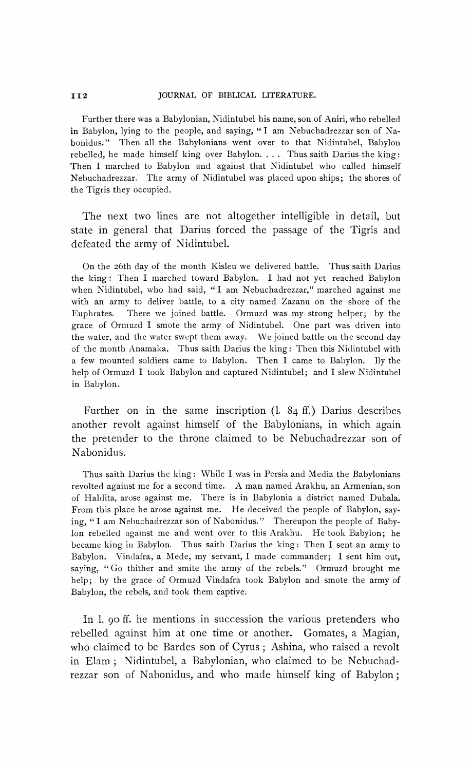Further there was a Babylonian, Nidintubel his name, son of Aniri, who rebelled in Babylon, lying to the people, and saying, "I am Nebuchadrezzar son of Nabonidus." Then all the Babylonians went over to that Nidintubel, Babylon rebelled, he made himself king over Babylon. . . . Thus saith Darius the king: Then I marched to Babylon and against that Nidintubel who called himself Nebuchadrezzar. The army of Nidintubel was placed upon ships; the shores of the Tigris they occupied.

The next two lines are not altogether intelligible in detail, but state in general that Darius forced the passage of the Tigris and defeated the army of Nidintubel.

On the 26th day of the month Kisleu we delivered battle. Thus saith Darius the king: Then I marched toward Babylon. I had not yet reached Babylon when Nidintubel, who had said, "I am Nebuchadrezzar," marched against me with an army to deliver battle, to a city named Zazanu on the shore of the Euphrates. There we joined battle. Ormuzd was my strong helper; by the grace of Ormuzd I smote the army of Nidintubel. One part was driven into the water, and the water swept them away. We joined battle on the second day of the month Anamaka. Thus saith Darius the king: Then this Nidintubel with a few mounted soldiers came to Babylon. Then I came to Babylon. By the help of Ormuzd I took Babylon and captured Nidintubel; and I slew Nidintubel in Babylon.

Further on in the same inscription (l. 84 ff.) Darius describes another revolt against himself of the Babylonians, in which again the pretender to the throne claimed to be Nebuchadrezzar son of Nabonidus.

Thus saith Darius the king: While I was in Persia and Media the Babylonians revolted against me for a second time. A man named Arakhu, an Armenian, son of Haldita, arose against me. There is in Babylonia a district named Dubala. From this place he arose against me. He deceived the people of Babylon, saying, "I am Nebuchadrezzar son of Nabonidus." Thereupon the people of Babylon rebelled against me and went over to this Arakhu. He took Babylon; he became king in Babylon. Thus saith Darius the king: Then I sent an army to Babylon. Vindafra, a Mede, my servant, I made commander; I sent him out, saying, "Go thither and smite the army of the rebels." Ormuzd brought me help; by the grace of Ormuzd Vindafra took Babylon and smote the army of Babylon, the rebels, and took them captive.

In l. 90 ff. he mentions in succession the various pretenders who rebelled against him at one time or another. Gomates, a Magian, who claimed to be Bardes son of Cyrus; Ashina, who raised a revolt in Elam; Nidintubel, a Babylonian, who claimed to be Nebuchadrezzar son of Nabonidus, and who made himself king of Babylon;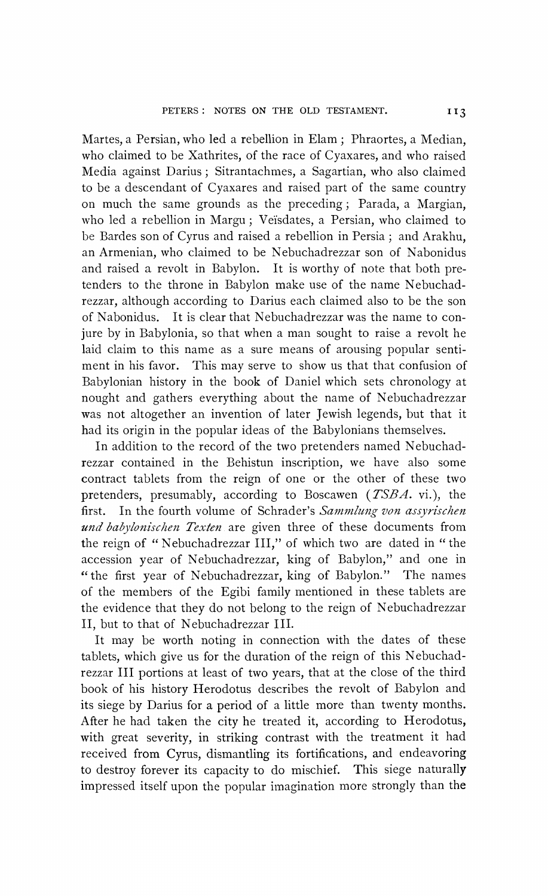Martes, a Persian, who led a rebellion in Elam; Phraortes, a Median, who claimed to be Xathrites, of the race of Cyaxares, and who raised Media against Darius; Sitrantachmes, a Sagartian, who also claimed to be a descendant of Cyaxares and raised part of the same country on much the same grounds as the preceding; Parada, a Margian, who led a rebellion in Margu; Veïsdates, a Persian, who claimed to be Bardes son of Cyrus and raised a rebellion in Persia; and Arakhu, an Armenian, who claimed to be Nebuchadrezzar son of Nabonidus and raised a revolt in Babylon. It is worthy of note that both pretenders to the throne in Babylon make use of the name Nebuchadrezzar, although according to Darius each claimed also to be the son of Nabonidus. It is clear that Nebuchadrezzar was the name to conjure by in Babylonia, so that when a man sought to raise a revolt he laid claim to this name as a sure means of arousing popular sentiment in his favor. This may serve to show us that that confusion of Babylonian history in the book of Daniel which sets chronology at nought and gathers everything about the name of Nebuchadrezzar was not altogether an invention of later Jewish legends, but that it had its origin in the popular ideas of the Babylonians themselves.

In addition to the record of the two pretenders named Nebuchadrezzar contained in the Behistun inscription, we have also some contract tablets from the reign of one or the other of these two pretenders, presumably, according to Boscawen (*TSBA.* vi.), the first. In the fourth volume of Schrader's *Sammlung von assyrischen und babylonischen Texten* are given three of these documents from the reign of "Nebuchadrezzar III," of which two are dated in "the accession year of Nebuchadrezzar, king of Babylon," and one in "the first year of Nebuchadrezzar, king of Babylon." The names of the members of the Egibi family mentioned in these tablets are the evidence that they do not belong to the reign of Nebuchadrezzar II, but to that of Nebuchadrezzar III.

It may be worth noting in connection with the dates of these tablets, which give us for the duration of the reign of this Nebuchadrezzar III portions at least of two years, that at the close of the third book of his history Herodotus describes the revolt of Babylon and its siege by Darius for a period of a little more than twenty months. After he had taken the city he treated it, according to Herodotus, with great severity, in striking contrast with the treatment it had received from Cyrus, dismantling its fortifications, and endeavoring to destroy forever its capacity to do mischief. This siege naturally impressed itself upon the popular imagination more strongly than the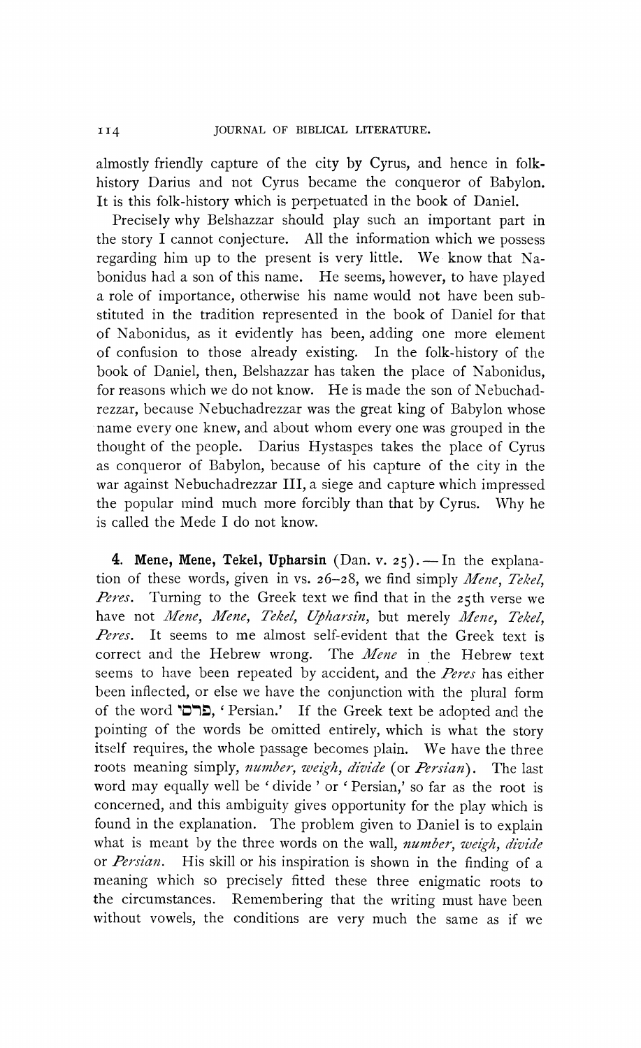almostly friendly capture of the city by Cyrus, and hence in folk-history Darius and not Cyrus became the conqueror of Babylon. It is this folk-history which is perpetuated in the book of Daniel.

Precisely why Belshazzar should play such an important part in the story I cannot conjecture. All the information which we possess regarding him up to the present is very little. We know that Nabonidus had a son of this name. He seems, however, to have played a role of importance, otherwise his name would not have been substituted in the tradition represented in the book of Daniel for that of Nabonidus, as it evidently has been, adding one more element of confusion to those already existing. In the folk-history of the book of Daniel, then, Belshazzar has taken the place of Nabonidus, for reasons which we do not know. He is made the son of Nebuchadrezzar, because Nebuchadrezzar was the great king of Babylon whose name every one knew, and about whom every one was grouped in the thought of the people. Darius Hystaspes takes the place of Cyrus as conqueror of Babylon, because of his capture of the city in the war against Nebuchadrezzar III, a siege and capture which impressed the popular mind much more forcibly than that by Cyrus. Why he is called the Mede I do not know.

**4. Mene, Mene, Tekel, Upharsin** (Dan. v. 25). — In the explanation of these words, given in vs. 26–28, we find simply *Mene*, *Tekel*, *Peres*. Turning to the Greek text we find that in the 25th verse we have not *Mene*, *Mene*, *Tekel*, *Upharsin*, but merely *Mene*, *Tekel*, *Peres*. It seems to me almost self-evident that the Greek text is correct and the Hebrew wrong. The *Mene* in the Hebrew text seems to have been repeated by accident, and the *Peres* has either been inflected, or else we have the conjunction with the plural form of the word פרסי, 'Persian.' If the Greek text be adopted and the pointing of the words be omitted entirely, which is what the story itself requires, the whole passage becomes plain. We have the three roots meaning simply, *number*, *weigh*, *divide* (or *Persian*). The last word may equally well be 'divide' or 'Persian,' so far as the root is concerned, and this ambiguity gives opportunity for the play which is found in the explanation. The problem given to Daniel is to explain what is meant by the three words on the wall, *number*, *weigh*, *divide* or *Persian*. His skill or his inspiration is shown in the finding of a meaning which so precisely fitted these three enigmatic roots to the circumstances. Remembering that the writing must have been without vowels, the conditions are very much the same as if we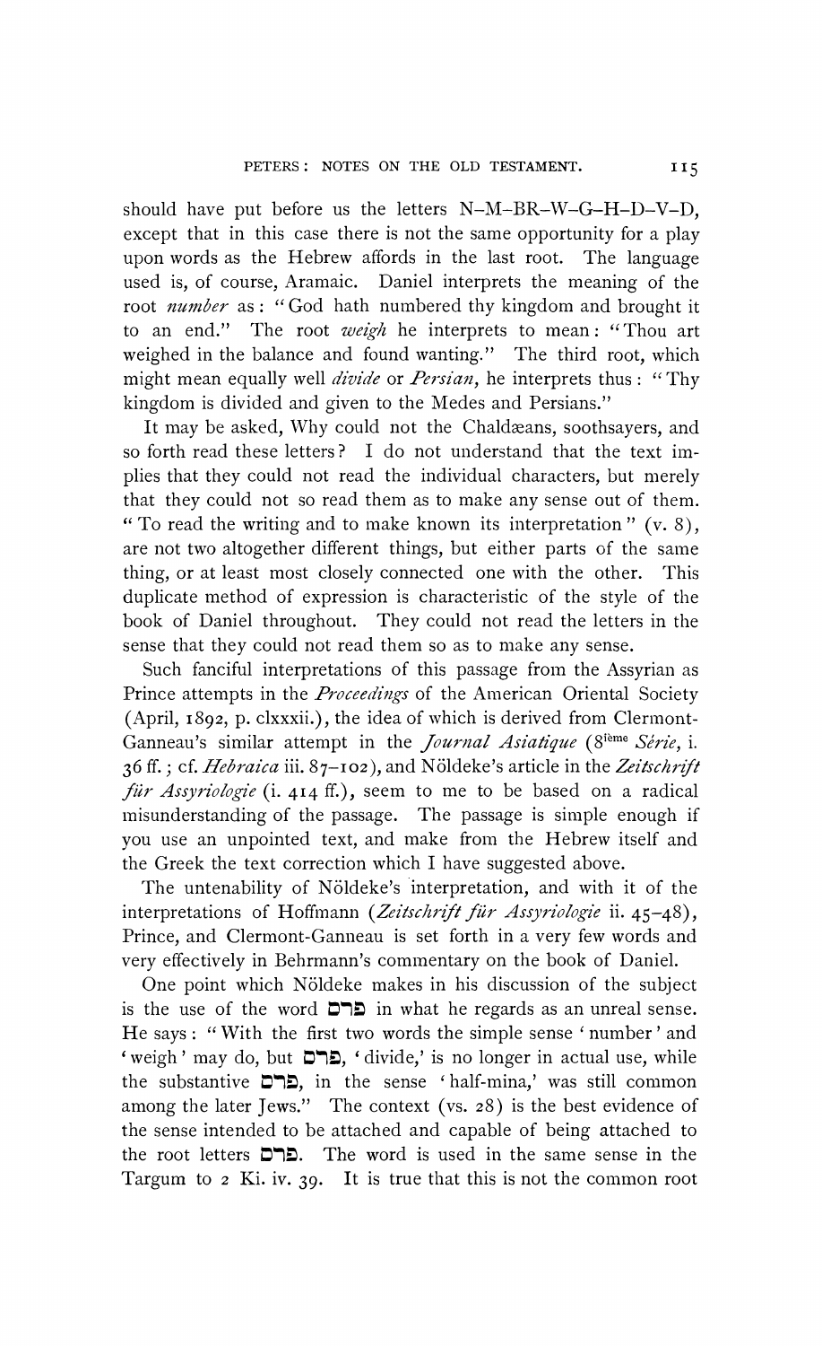should have put before us the letters N–M–BR–W–G–H–D–V–D, except that in this case there is not the same opportunity for a play upon words as the Hebrew affords in the last root. The language used is, of course, Aramaic. Daniel interprets the meaning of the root *number* as: "God hath numbered thy kingdom and brought it to an end." The root *weigh* he interprets to mean: "Thou art weighed in the balance and found wanting." The third root, which might mean equally well *divide* or *Persian*, he interprets thus: "Thy kingdom is divided and given to the Medes and Persians."

It may be asked, Why could not the Chaldæans, soothsayers, and so forth read these letters? I do not understand that the text implies that they could not read the individual characters, but merely that they could not so read them as to make any sense out of them. "To read the writing and to make known its interpretation" (v. 8), are not two altogether different things, but either parts of the same thing, or at least most closely connected one with the other. This duplicate method of expression is characteristic of the style of the book of Daniel throughout. They could not read the letters in the sense that they could not read them so as to make any sense.

Such fanciful interpretations of this passage from the Assyrian as Prince attempts in the *Proceedings* of the American Oriental Society (April, 1892, p. clxxxii.), the idea of which is derived from Clermont-Ganneau's similar attempt in the *Journal Asiatique* (8ième *Série*, i. 36 ff.; cf. *Hebraica* iii. 87–102), and Nöldeke's article in the *Zeitschrift für Assyriologie* (i. 414 ff.), seem to me to be based on a radical misunderstanding of the passage. The passage is simple enough if you use an unpointed text, and make from the Hebrew itself and the Greek the text correction which I have suggested above.

The untenability of Nöldeke's interpretation, and with it of the interpretations of Hoffmann (*Zeitschrift für Assyriologie* ii. 45–48), Prince, and Clermont-Ganneau is set forth in a very few words and very effectively in Behrmann's commentary on the book of Daniel.

One point which Nöldeke makes in his discussion of the subject is the use of the word פרס in what he regards as an unreal sense. He says: "With the first two words the simple sense 'number' and 'weigh' may do, but פרס, 'divide,' is no longer in actual use, while the substantive פרס, in the sense 'half-mina,' was still common among the later Jews." The context (vs. 28) is the best evidence of the sense intended to be attached and capable of being attached to the root letters פרס. The word is used in the same sense in the Targum to 2 Ki. iv. 39. It is true that this is not the common root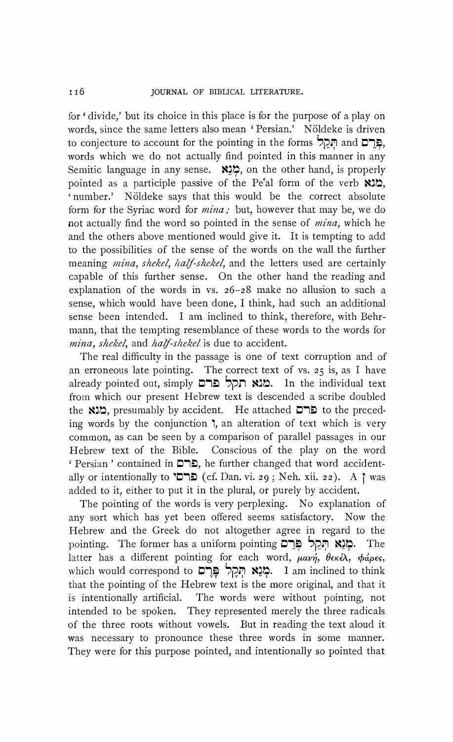for 'divide,' but its choice in this place is for the purpose of a play on words, since the same letters also mean 'Persian.' Nöldeke is driven to conjecture to account for the pointing in the forms תְּקֵל and פְּרֵס, words which we do not actually find pointed in this manner in any Semitic language in any sense. מְנֵא, on the other hand, is properly pointed as a participle passive of the Pe'al form of the verb מנא, 'number.' Nöldeke says that this would be the correct absolute form for the Syriac word for *mina*; but, however that may be, we do not actually find the word so pointed in the sense of *mina*, which he and the others above mentioned would give it. It is tempting to add to the possibilities of the sense of the words on the wall the further meaning *mina*, *shekel*, *half-shekel*, and the letters used are certainly capable of this further sense. On the other hand the reading and explanation of the words in vs. 26–28 make no allusion to such a sense, which would have been done, I think, had such an additional sense been intended. I am inclined to think, therefore, with Behrmann, that the tempting resemblance of these words to the words for *mina*, *shekel*, and *half-shekel* is due to accident.

The real difficulty in the passage is one of text corruption and of an erroneous late pointing. The correct text of vs. 25 is, as I have already pointed out, simply מנא תקל פרס. In the individual text from which our present Hebrew text is descended a scribe doubled the מנא, presumably by accident. He attached פרס to the preceding words by the conjunction ו, an alteration of text which is very common, as can be seen by a comparison of parallel passages in our Hebrew text of the Bible. Conscious of the play on the word 'Persian' contained in פרס, he further changed that word accidentally or intentionally to פרסי (cf. Dan. vi. 29; Neh. xii. 22). A ן was added to it, either to put it in the plural, or purely by accident.

The pointing of the words is very perplexing. No explanation of any sort which has yet been offered seems satisfactory. Now the Hebrew and the Greek do not altogether agree in regard to the pointing. The former has a uniform pointing מְנֵא תְּקֵל פְּרֵס. The latter has a different pointing for each word, μανή, θεκέλ, φάρες, which would correspond to מְנֵא תְּקֶל פְּרֶס. I am inclined to think that the pointing of the Hebrew text is the more original, and that it is intentionally artificial. The words were without pointing, not intended to be spoken. They represented merely the three radicals of the three roots without vowels. But in reading the text aloud it was necessary to pronounce these three words in some manner. They were for this purpose pointed, and intentionally so pointed that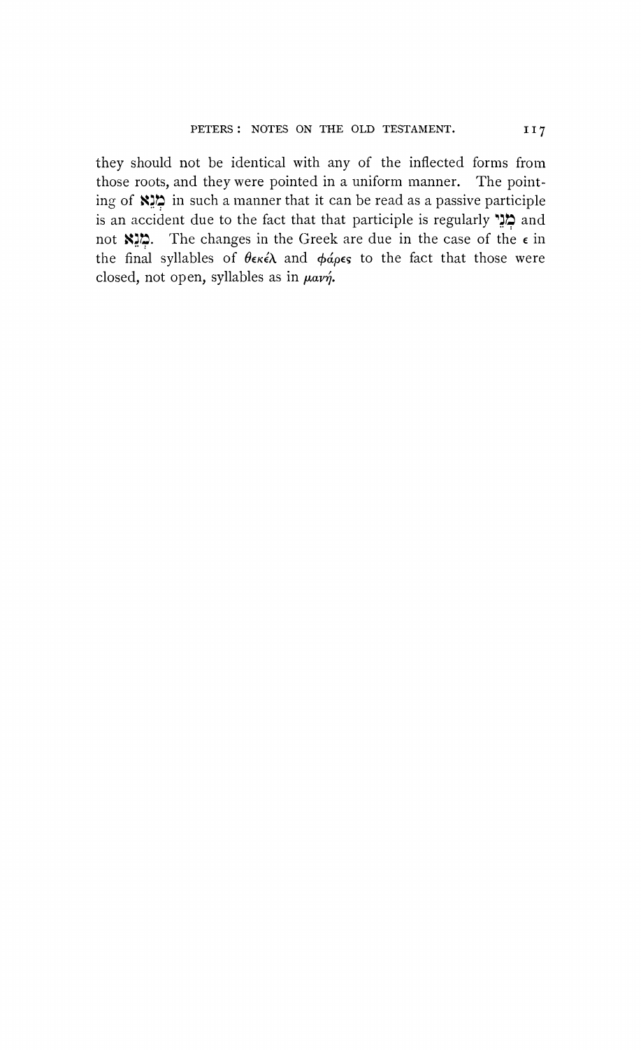they should not be identical with any of the inflected forms from those roots, and they were pointed in a uniform manner. The pointing of מְנֵא in such a manner that it can be read as a passive participle is an accident due to the fact that that participle is regularly מְנֵי and not מְנֵא. The changes in the Greek are due in the case of the ε in the final syllables of θεκέλ and φάρες to the fact that those were closed, not open, syllables as in *μανή*.